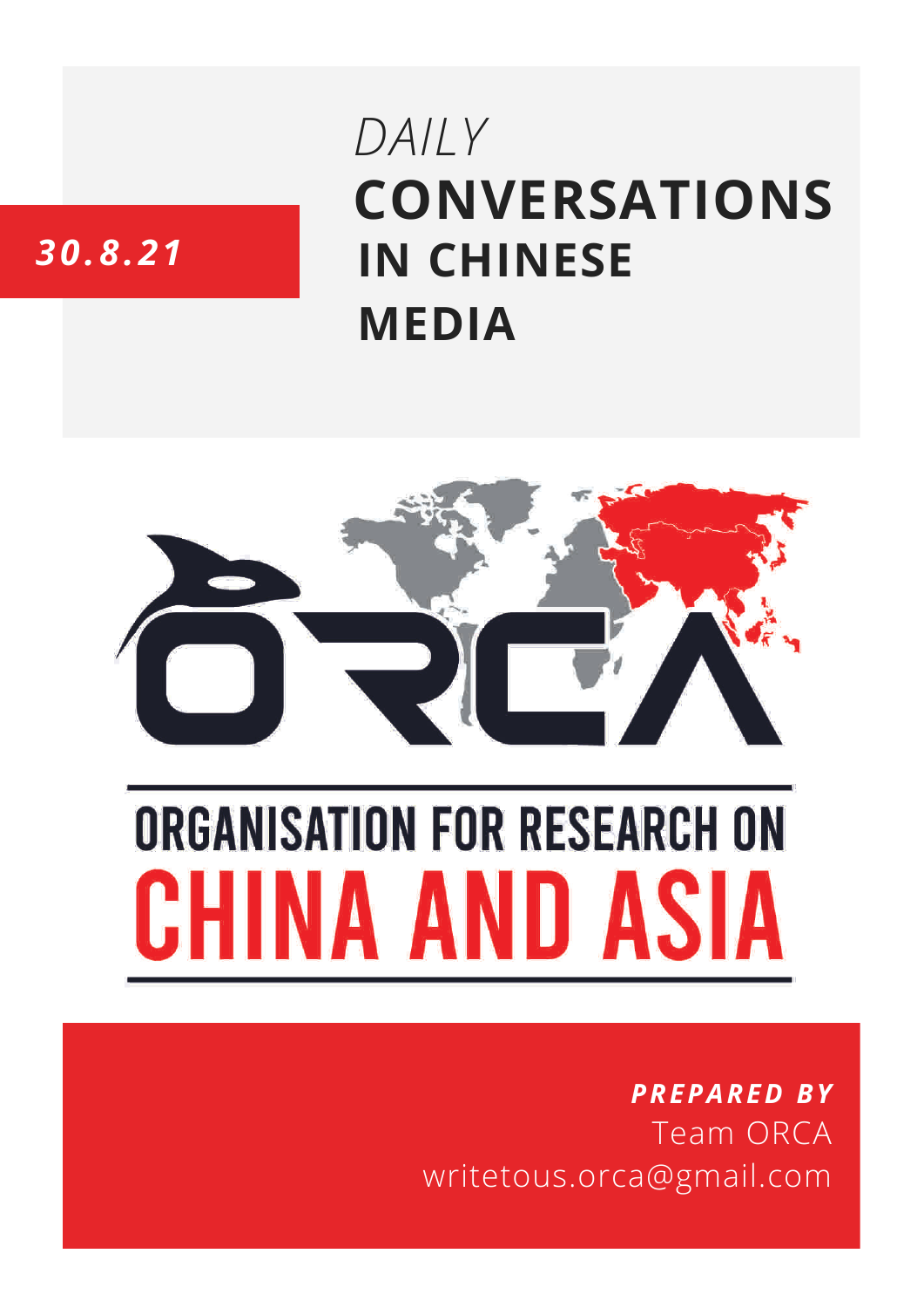*30.8.21*

# *DAILY* CONVERSATIONS IN CHINESE MEDIA

ORGANISATION FOR RESEARCH ON CHINA AND ASIA

***PREPARED BY***
Team ORCA
writetous.orca@gmail.com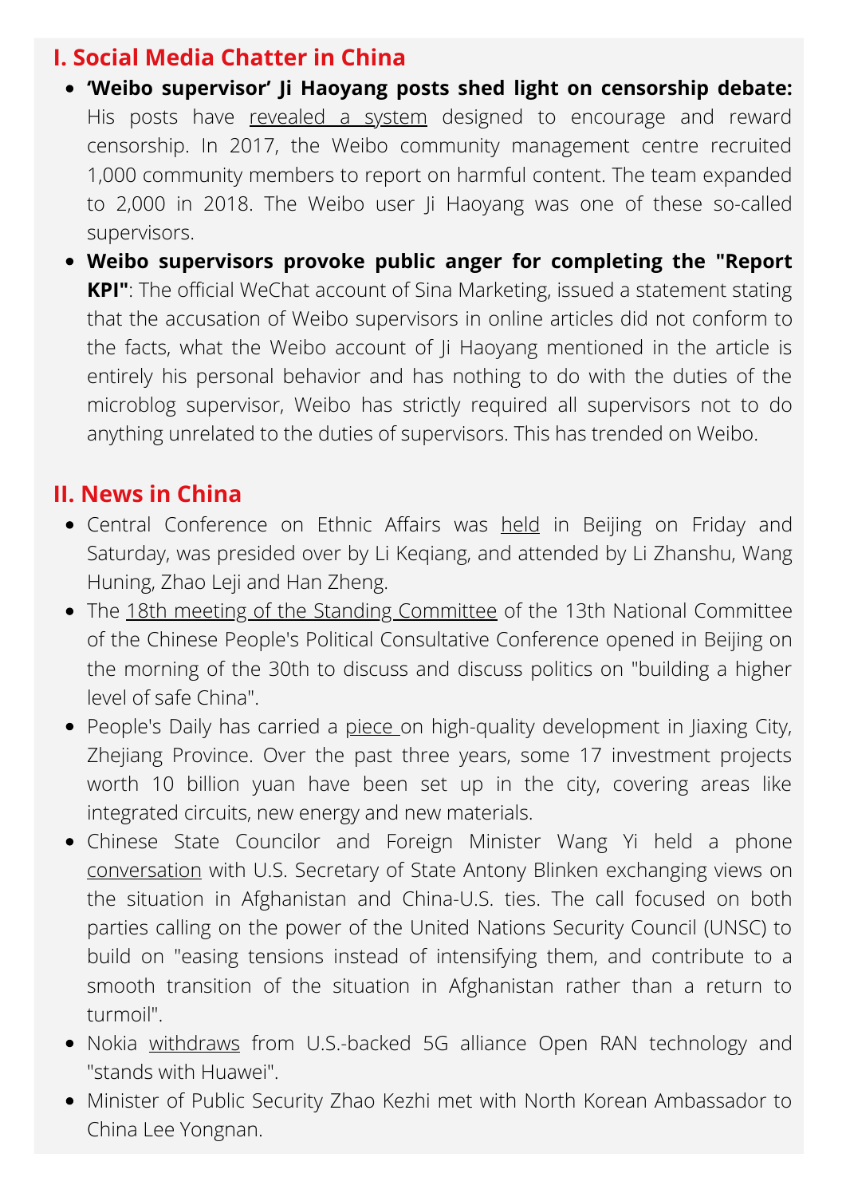## I. Social Media Chatter in China

- **'Weibo supervisor' Ji Haoyang posts shed light on censorship debate:** His posts have revealed a system designed to encourage and reward censorship. In 2017, the Weibo community management centre recruited 1,000 community members to report on harmful content. The team expanded to 2,000 in 2018. The Weibo user Ji Haoyang was one of these so-called supervisors.
- **Weibo supervisors provoke public anger for completing the "Report KPI"**: The official WeChat account of Sina Marketing, issued a statement stating that the accusation of Weibo supervisors in online articles did not conform to the facts, what the Weibo account of Ji Haoyang mentioned in the article is entirely his personal behavior and has nothing to do with the duties of the microblog supervisor, Weibo has strictly required all supervisors not to do anything unrelated to the duties of supervisors. This has trended on Weibo.

## II. News in China

- Central Conference on Ethnic Affairs was held in Beijing on Friday and Saturday, was presided over by Li Keqiang, and attended by Li Zhanshu, Wang Huning, Zhao Leji and Han Zheng.
- The 18th meeting of the Standing Committee of the 13th National Committee of the Chinese People's Political Consultative Conference opened in Beijing on the morning of the 30th to discuss and discuss politics on "building a higher level of safe China".
- People's Daily has carried a piece on high-quality development in Jiaxing City, Zhejiang Province. Over the past three years, some 17 investment projects worth 10 billion yuan have been set up in the city, covering areas like integrated circuits, new energy and new materials.
- Chinese State Councilor and Foreign Minister Wang Yi held a phone conversation with U.S. Secretary of State Antony Blinken exchanging views on the situation in Afghanistan and China-U.S. ties. The call focused on both parties calling on the power of the United Nations Security Council (UNSC) to build on "easing tensions instead of intensifying them, and contribute to a smooth transition of the situation in Afghanistan rather than a return to turmoil".
- Nokia withdraws from U.S.-backed 5G alliance Open RAN technology and "stands with Huawei".
- Minister of Public Security Zhao Kezhi met with North Korean Ambassador to China Lee Yongnan.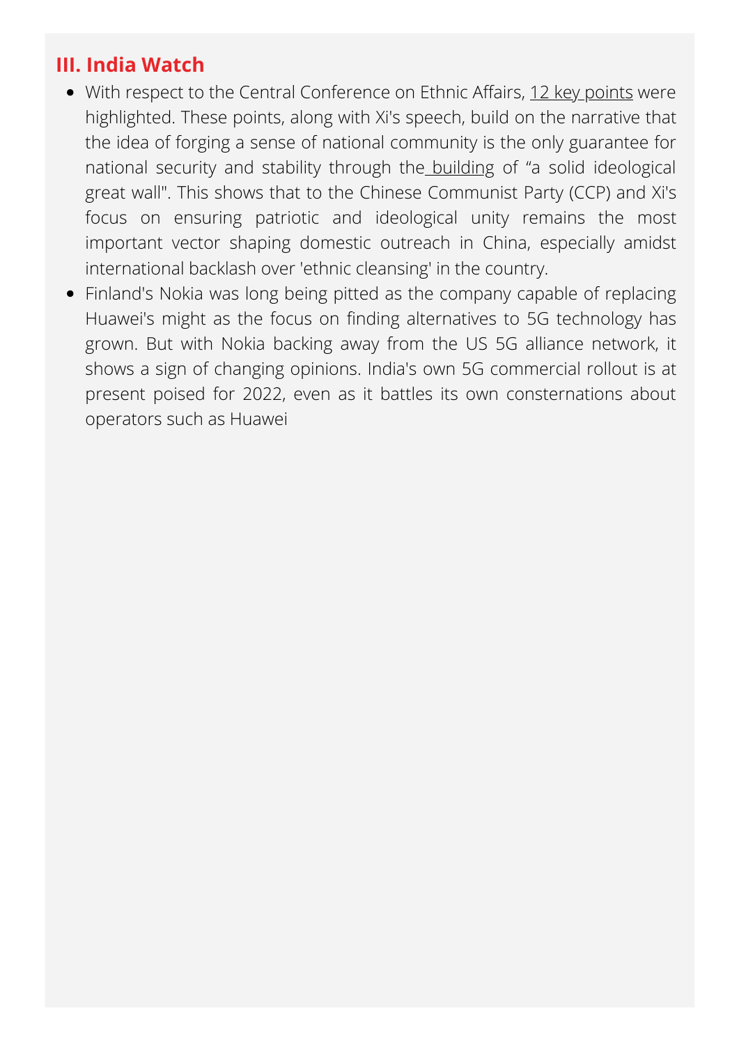## III. India Watch

- With respect to the Central Conference on Ethnic Affairs, 12 key points were highlighted. These points, along with Xi's speech, build on the narrative that the idea of forging a sense of national community is the only guarantee for national security and stability through the building of "a solid ideological great wall". This shows that to the Chinese Communist Party (CCP) and Xi's focus on ensuring patriotic and ideological unity remains the most important vector shaping domestic outreach in China, especially amidst international backlash over 'ethnic cleansing' in the country.
- Finland's Nokia was long being pitted as the company capable of replacing Huawei's might as the focus on finding alternatives to 5G technology has grown. But with Nokia backing away from the US 5G alliance network, it shows a sign of changing opinions. India's own 5G commercial rollout is at present poised for 2022, even as it battles its own consternations about operators such as Huawei